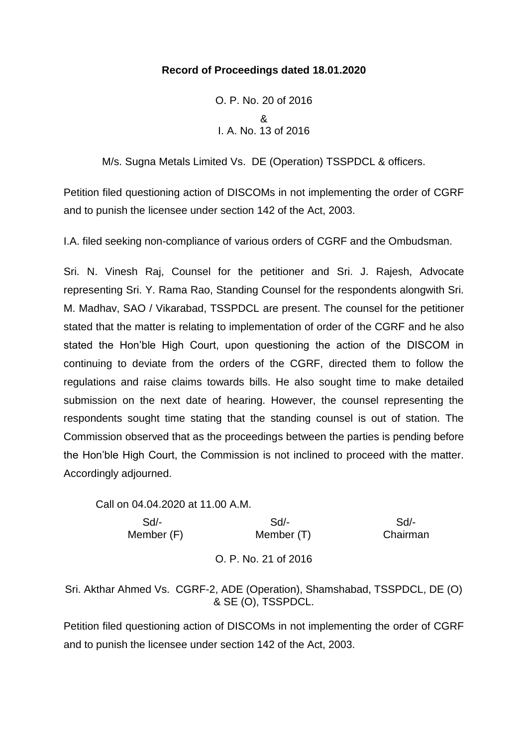**Record of Proceedings dated 18.01.2020**

O. P. No. 20 of 2016
&
I. A. No. 13 of 2016

M/s. Sugna Metals Limited Vs. DE (Operation) TSSPDCL & officers.

Petition filed questioning action of DISCOMs in not implementing the order of CGRF and to punish the licensee under section 142 of the Act, 2003.

I.A. filed seeking non-compliance of various orders of CGRF and the Ombudsman.

Sri. N. Vinesh Raj, Counsel for the petitioner and Sri. J. Rajesh, Advocate representing Sri. Y. Rama Rao, Standing Counsel for the respondents alongwith Sri. M. Madhav, SAO / Vikarabad, TSSPDCL are present. The counsel for the petitioner stated that the matter is relating to implementation of order of the CGRF and he also stated the Hon'ble High Court, upon questioning the action of the DISCOM in continuing to deviate from the orders of the CGRF, directed them to follow the regulations and raise claims towards bills. He also sought time to make detailed submission on the next date of hearing. However, the counsel representing the respondents sought time stating that the standing counsel is out of station. The Commission observed that as the proceedings between the parties is pending before the Hon'ble High Court, the Commission is not inclined to proceed with the matter. Accordingly adjourned.

Call on 04.04.2020 at 11.00 A.M.

| Sd/- | Sd/- | Sd/- |
|---|---|---|
| Member (F) | Member (T) | Chairman |

O. P. No. 21 of 2016

Sri. Akthar Ahmed Vs. CGRF-2, ADE (Operation), Shamshabad, TSSPDCL, DE (O) & SE (O), TSSPDCL.

Petition filed questioning action of DISCOMs in not implementing the order of CGRF and to punish the licensee under section 142 of the Act, 2003.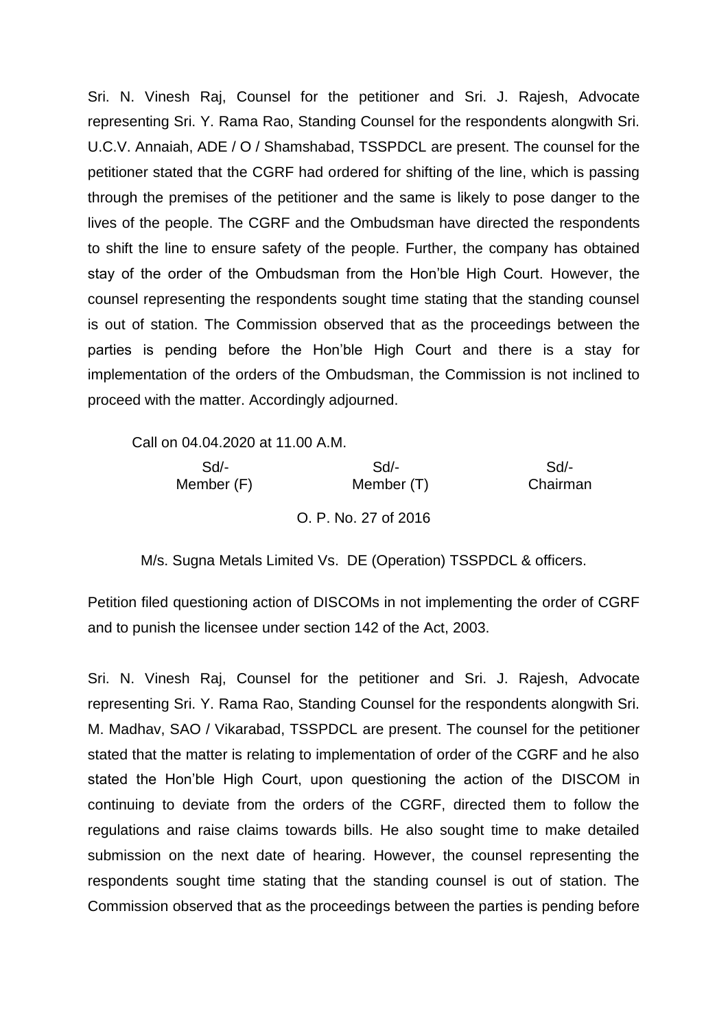Sri. N. Vinesh Raj, Counsel for the petitioner and Sri. J. Rajesh, Advocate representing Sri. Y. Rama Rao, Standing Counsel for the respondents alongwith Sri. U.C.V. Annaiah, ADE / O / Shamshabad, TSSPDCL are present. The counsel for the petitioner stated that the CGRF had ordered for shifting of the line, which is passing through the premises of the petitioner and the same is likely to pose danger to the lives of the people. The CGRF and the Ombudsman have directed the respondents to shift the line to ensure safety of the people. Further, the company has obtained stay of the order of the Ombudsman from the Hon'ble High Court. However, the counsel representing the respondents sought time stating that the standing counsel is out of station. The Commission observed that as the proceedings between the parties is pending before the Hon'ble High Court and there is a stay for implementation of the orders of the Ombudsman, the Commission is not inclined to proceed with the matter. Accordingly adjourned.

Call on 04.04.2020 at 11.00 A.M.

| | | |
|---|---|---|
| Sd/- | Sd/- | Sd/- |
| Member (F) | Member (T) | Chairman |

O. P. No. 27 of 2016

M/s. Sugna Metals Limited Vs. DE (Operation) TSSPDCL & officers.

Petition filed questioning action of DISCOMs in not implementing the order of CGRF and to punish the licensee under section 142 of the Act, 2003.

Sri. N. Vinesh Raj, Counsel for the petitioner and Sri. J. Rajesh, Advocate representing Sri. Y. Rama Rao, Standing Counsel for the respondents alongwith Sri. M. Madhav, SAO / Vikarabad, TSSPDCL are present. The counsel for the petitioner stated that the matter is relating to implementation of order of the CGRF and he also stated the Hon'ble High Court, upon questioning the action of the DISCOM in continuing to deviate from the orders of the CGRF, directed them to follow the regulations and raise claims towards bills. He also sought time to make detailed submission on the next date of hearing. However, the counsel representing the respondents sought time stating that the standing counsel is out of station. The Commission observed that as the proceedings between the parties is pending before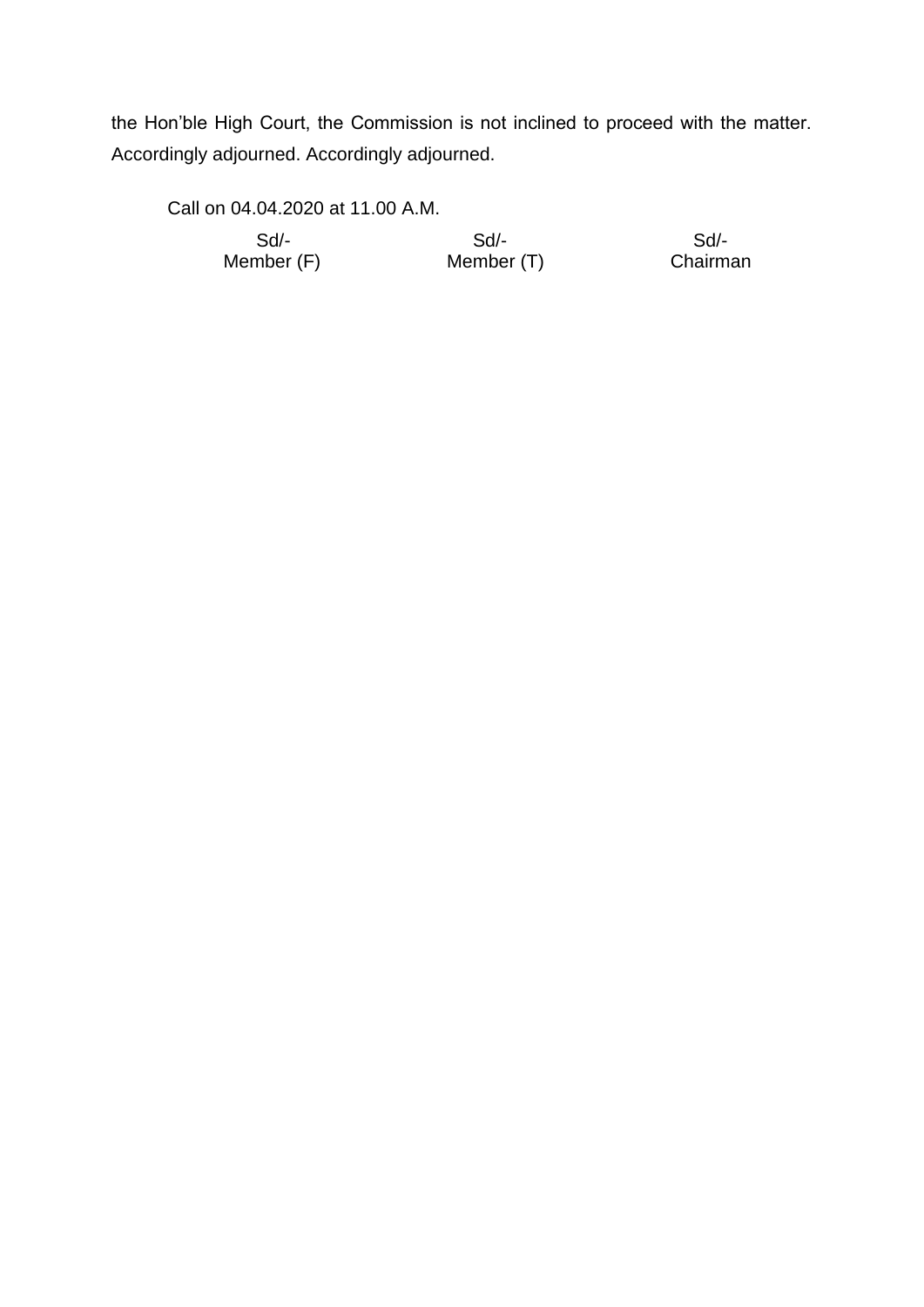the Hon'ble High Court, the Commission is not inclined to proceed with the matter. Accordingly adjourned. Accordingly adjourned.

Call on 04.04.2020 at 11.00 A.M.

| | | |
|---|---|---|
| Sd/- | Sd/- | Sd/- |
| Member (F) | Member (T) | Chairman |